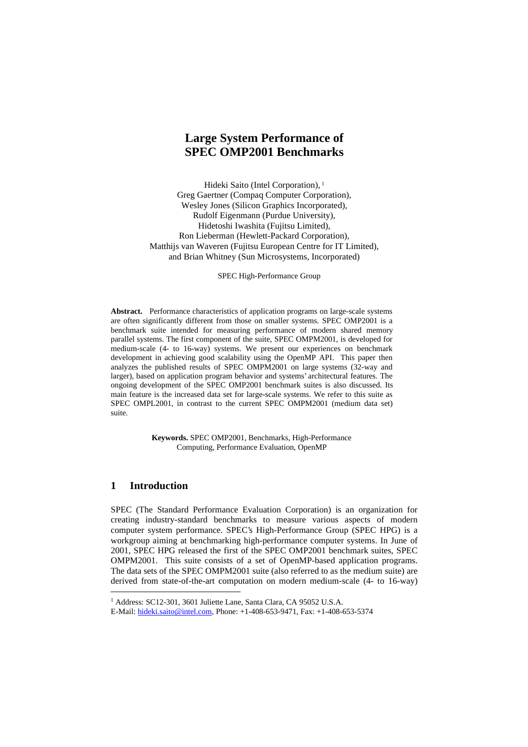# Large System Performance of SPEC OMP2001 Benchmarks

Hideki Saito (Intel Corporation), [1]
Greg Gaertner (Compaq Computer Corporation),
Wesley Jones (Silicon Graphics Incorporated),
Rudolf Eigenmann (Purdue University),
Hidetoshi Iwashita (Fujitsu Limited),
Ron Lieberman (Hewlett-Packard Corporation),
Matthijs van Waveren (Fujitsu European Centre for IT Limited),
and Brian Whitney (Sun Microsystems, Incorporated)

SPEC High-Performance Group

**Abstract.** Performance characteristics of application programs on large-scale systems are often significantly different from those on smaller systems. SPEC OMP2001 is a benchmark suite intended for measuring performance of modern shared memory parallel systems. The first component of the suite, SPEC OMPM2001, is developed for medium-scale (4- to 16-way) systems. We present our experiences on benchmark development in achieving good scalability using the OpenMP API. This paper then analyzes the published results of SPEC OMPM2001 on large systems (32-way and larger), based on application program behavior and systems' architectural features. The ongoing development of the SPEC OMP2001 benchmark suites is also discussed. Its main feature is the increased data set for large-scale systems. We refer to this suite as SPEC OMPL2001, in contrast to the current SPEC OMPM2001 (medium data set) suite.

**Keywords.** SPEC OMP2001, Benchmarks, High-Performance Computing, Performance Evaluation, OpenMP

## 1 Introduction

SPEC (The Standard Performance Evaluation Corporation) is an organization for creating industry-standard benchmarks to measure various aspects of modern computer system performance. SPEC's High-Performance Group (SPEC HPG) is a workgroup aiming at benchmarking high-performance computer systems. In June of 2001, SPEC HPG released the first of the SPEC OMP2001 benchmark suites, SPEC OMPM2001. This suite consists of a set of OpenMP-based application programs. The data sets of the SPEC OMPM2001 suite (also referred to as the medium suite) are derived from state-of-the-art computation on modern medium-scale (4- to 16-way)

[1] Address: SC12-301, 3601 Juliette Lane, Santa Clara, CA 95052 U.S.A.
E-Mail: hideki.saito@intel.com, Phone: +1-408-653-9471, Fax: +1-408-653-5374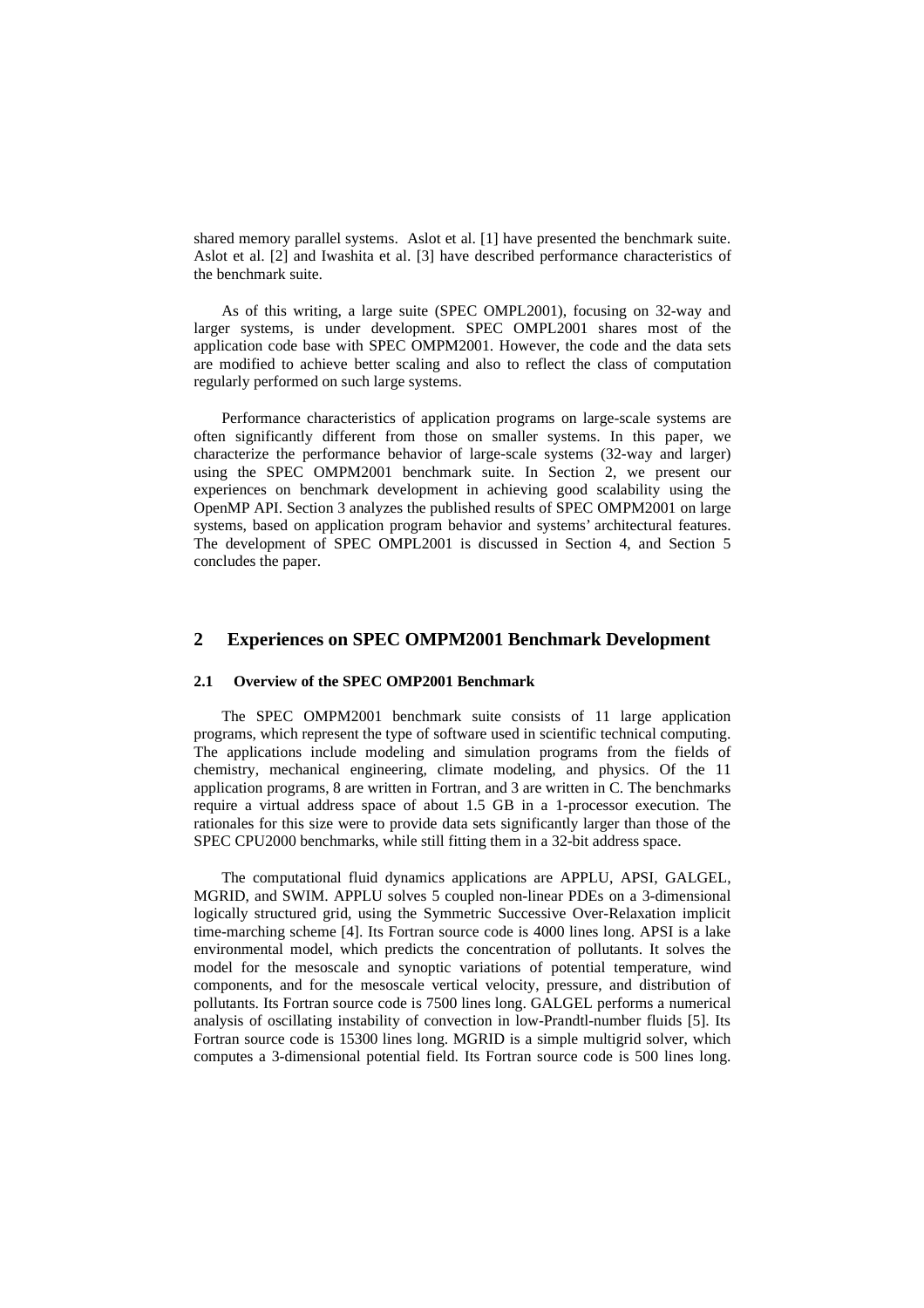shared memory parallel systems. Aslot et al. [1] have presented the benchmark suite. Aslot et al. [2] and Iwashita et al. [3] have described performance characteristics of the benchmark suite.

As of this writing, a large suite (SPEC OMPL2001), focusing on 32-way and larger systems, is under development. SPEC OMPL2001 shares most of the application code base with SPEC OMPM2001. However, the code and the data sets are modified to achieve better scaling and also to reflect the class of computation regularly performed on such large systems.

Performance characteristics of application programs on large-scale systems are often significantly different from those on smaller systems. In this paper, we characterize the performance behavior of large-scale systems (32-way and larger) using the SPEC OMPM2001 benchmark suite. In Section 2, we present our experiences on benchmark development in achieving good scalability using the OpenMP API. Section 3 analyzes the published results of SPEC OMPM2001 on large systems, based on application program behavior and systems' architectural features. The development of SPEC OMPL2001 is discussed in Section 4, and Section 5 concludes the paper.

## 2 Experiences on SPEC OMPM2001 Benchmark Development

### 2.1 Overview of the SPEC OMP2001 Benchmark

The SPEC OMPM2001 benchmark suite consists of 11 large application programs, which represent the type of software used in scientific technical computing. The applications include modeling and simulation programs from the fields of chemistry, mechanical engineering, climate modeling, and physics. Of the 11 application programs, 8 are written in Fortran, and 3 are written in C. The benchmarks require a virtual address space of about 1.5 GB in a 1-processor execution. The rationales for this size were to provide data sets significantly larger than those of the SPEC CPU2000 benchmarks, while still fitting them in a 32-bit address space.

The computational fluid dynamics applications are APPLU, APSI, GALGEL, MGRID, and SWIM. APPLU solves 5 coupled non-linear PDEs on a 3-dimensional logically structured grid, using the Symmetric Successive Over-Relaxation implicit time-marching scheme [4]. Its Fortran source code is 4000 lines long. APSI is a lake environmental model, which predicts the concentration of pollutants. It solves the model for the mesoscale and synoptic variations of potential temperature, wind components, and for the mesoscale vertical velocity, pressure, and distribution of pollutants. Its Fortran source code is 7500 lines long. GALGEL performs a numerical analysis of oscillating instability of convection in low-Prandtl-number fluids [5]. Its Fortran source code is 15300 lines long. MGRID is a simple multigrid solver, which computes a 3-dimensional potential field. Its Fortran source code is 500 lines long.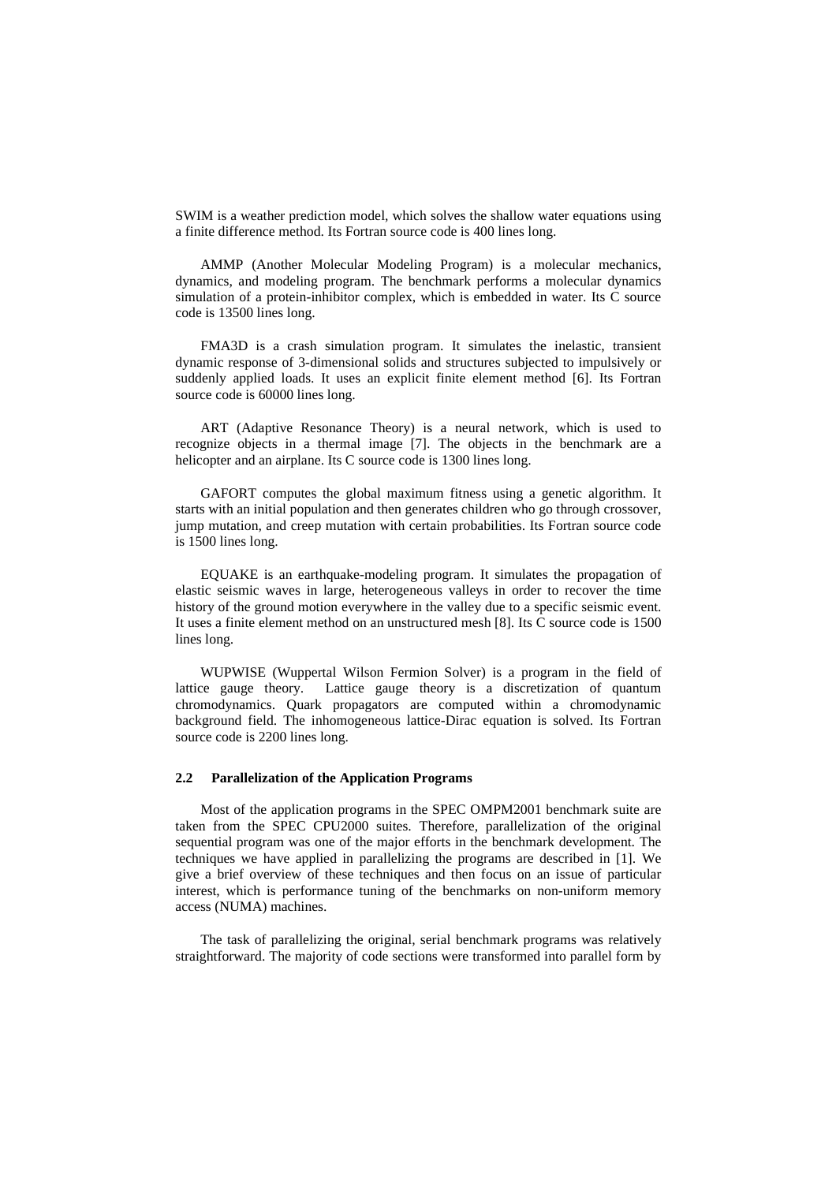SWIM is a weather prediction model, which solves the shallow water equations using a finite difference method. Its Fortran source code is 400 lines long.

AMMP (Another Molecular Modeling Program) is a molecular mechanics, dynamics, and modeling program. The benchmark performs a molecular dynamics simulation of a protein-inhibitor complex, which is embedded in water. Its C source code is 13500 lines long.

FMA3D is a crash simulation program. It simulates the inelastic, transient dynamic response of 3-dimensional solids and structures subjected to impulsively or suddenly applied loads. It uses an explicit finite element method [6]. Its Fortran source code is 60000 lines long.

ART (Adaptive Resonance Theory) is a neural network, which is used to recognize objects in a thermal image [7]. The objects in the benchmark are a helicopter and an airplane. Its C source code is 1300 lines long.

GAFORT computes the global maximum fitness using a genetic algorithm. It starts with an initial population and then generates children who go through crossover, jump mutation, and creep mutation with certain probabilities. Its Fortran source code is 1500 lines long.

EQUAKE is an earthquake-modeling program. It simulates the propagation of elastic seismic waves in large, heterogeneous valleys in order to recover the time history of the ground motion everywhere in the valley due to a specific seismic event. It uses a finite element method on an unstructured mesh [8]. Its C source code is 1500 lines long.

WUPWISE (Wuppertal Wilson Fermion Solver) is a program in the field of lattice gauge theory. Lattice gauge theory is a discretization of quantum chromodynamics. Quark propagators are computed within a chromodynamic background field. The inhomogeneous lattice-Dirac equation is solved. Its Fortran source code is 2200 lines long.

### 2.2 Parallelization of the Application Programs

Most of the application programs in the SPEC OMPM2001 benchmark suite are taken from the SPEC CPU2000 suites. Therefore, parallelization of the original sequential program was one of the major efforts in the benchmark development. The techniques we have applied in parallelizing the programs are described in [1]. We give a brief overview of these techniques and then focus on an issue of particular interest, which is performance tuning of the benchmarks on non-uniform memory access (NUMA) machines.

The task of parallelizing the original, serial benchmark programs was relatively straightforward. The majority of code sections were transformed into parallel form by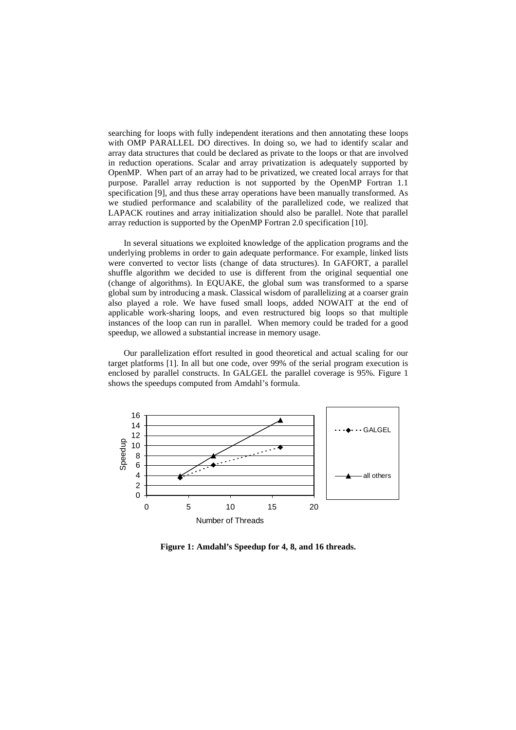searching for loops with fully independent iterations and then annotating these loops with OMP PARALLEL DO directives. In doing so, we had to identify scalar and array data structures that could be declared as private to the loops or that are involved in reduction operations. Scalar and array privatization is adequately supported by OpenMP. When part of an array had to be privatized, we created local arrays for that purpose. Parallel array reduction is not supported by the OpenMP Fortran 1.1 specification [9], and thus these array operations have been manually transformed. As we studied performance and scalability of the parallelized code, we realized that LAPACK routines and array initialization should also be parallel. Note that parallel array reduction is supported by the OpenMP Fortran 2.0 specification [10].

In several situations we exploited knowledge of the application programs and the underlying problems in order to gain adequate performance. For example, linked lists were converted to vector lists (change of data structures). In GAFORT, a parallel shuffle algorithm we decided to use is different from the original sequential one (change of algorithms). In EQUAKE, the global sum was transformed to a sparse global sum by introducing a mask. Classical wisdom of parallelizing at a coarser grain also played a role. We have fused small loops, added NOWAIT at the end of applicable work-sharing loops, and even restructured big loops so that multiple instances of the loop can run in parallel. When memory could be traded for a good speedup, we allowed a substantial increase in memory usage.

Our parallelization effort resulted in good theoretical and actual scaling for our target platforms [1]. In all but one code, over 99% of the serial program execution is enclosed by parallel constructs. In GALGEL the parallel coverage is 95%. Figure 1 shows the speedups computed from Amdahl's formula.

**Figure 1: Amdahl's Speedup for 4, 8, and 16 threads.**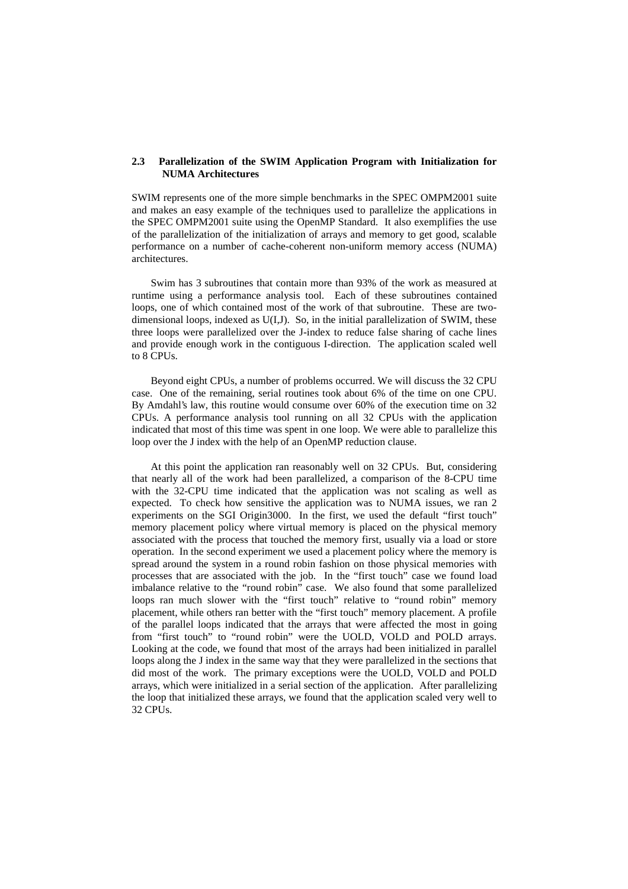### 2.3 Parallelization of the SWIM Application Program with Initialization for NUMA Architectures

SWIM represents one of the more simple benchmarks in the SPEC OMPM2001 suite and makes an easy example of the techniques used to parallelize the applications in the SPEC OMPM2001 suite using the OpenMP Standard. It also exemplifies the use of the parallelization of the initialization of arrays and memory to get good, scalable performance on a number of cache-coherent non-uniform memory access (NUMA) architectures.

Swim has 3 subroutines that contain more than 93% of the work as measured at runtime using a performance analysis tool. Each of these subroutines contained loops, one of which contained most of the work of that subroutine. These are two-dimensional loops, indexed as U(I,J). So, in the initial parallelization of SWIM, these three loops were parallelized over the J-index to reduce false sharing of cache lines and provide enough work in the contiguous I-direction. The application scaled well to 8 CPUs.

Beyond eight CPUs, a number of problems occurred. We will discuss the 32 CPU case. One of the remaining, serial routines took about 6% of the time on one CPU. By Amdahl's law, this routine would consume over 60% of the execution time on 32 CPUs. A performance analysis tool running on all 32 CPUs with the application indicated that most of this time was spent in one loop. We were able to parallelize this loop over the J index with the help of an OpenMP reduction clause.

At this point the application ran reasonably well on 32 CPUs. But, considering that nearly all of the work had been parallelized, a comparison of the 8-CPU time with the 32-CPU time indicated that the application was not scaling as well as expected. To check how sensitive the application was to NUMA issues, we ran 2 experiments on the SGI Origin3000. In the first, we used the default "first touch" memory placement policy where virtual memory is placed on the physical memory associated with the process that touched the memory first, usually via a load or store operation. In the second experiment we used a placement policy where the memory is spread around the system in a round robin fashion on those physical memories with processes that are associated with the job. In the "first touch" case we found load imbalance relative to the "round robin" case. We also found that some parallelized loops ran much slower with the "first touch" relative to "round robin" memory placement, while others ran better with the "first touch" memory placement. A profile of the parallel loops indicated that the arrays that were affected the most in going from "first touch" to "round robin" were the UOLD, VOLD and POLD arrays. Looking at the code, we found that most of the arrays had been initialized in parallel loops along the J index in the same way that they were parallelized in the sections that did most of the work. The primary exceptions were the UOLD, VOLD and POLD arrays, which were initialized in a serial section of the application. After parallelizing the loop that initialized these arrays, we found that the application scaled very well to 32 CPUs.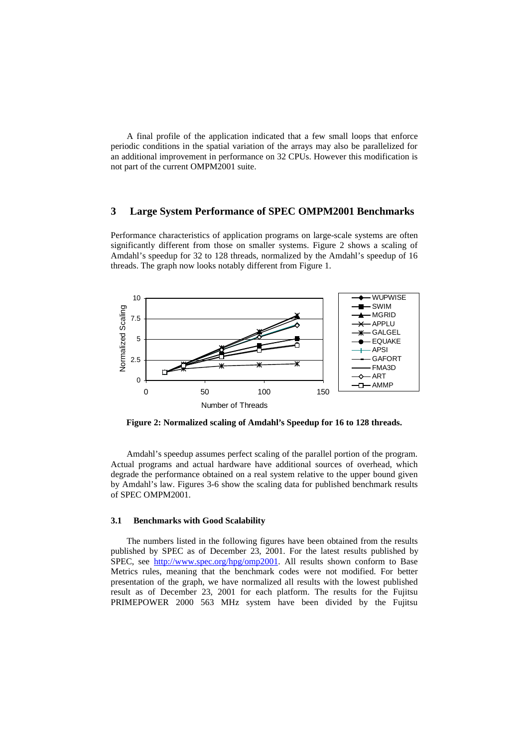A final profile of the application indicated that a few small loops that enforce periodic conditions in the spatial variation of the arrays may also be parallelized for an additional improvement in performance on 32 CPUs. However this modification is not part of the current OMPM2001 suite.

## 3 Large System Performance of SPEC OMPM2001 Benchmarks

Performance characteristics of application programs on large-scale systems are often significantly different from those on smaller systems. Figure 2 shows a scaling of Amdahl's speedup for 32 to 128 threads, normalized by the Amdahl's speedup of 16 threads. The graph now looks notably different from Figure 1.

**Figure 2: Normalized scaling of Amdahl's Speedup for 16 to 128 threads.**

Amdahl's speedup assumes perfect scaling of the parallel portion of the program. Actual programs and actual hardware have additional sources of overhead, which degrade the performance obtained on a real system relative to the upper bound given by Amdahl's law. Figures 3-6 show the scaling data for published benchmark results of SPEC OMPM2001.

### 3.1 Benchmarks with Good Scalability

The numbers listed in the following figures have been obtained from the results published by SPEC as of December 23, 2001. For the latest results published by SPEC, see http://www.spec.org/hpg/omp2001. All results shown conform to Base Metrics rules, meaning that the benchmark codes were not modified. For better presentation of the graph, we have normalized all results with the lowest published result as of December 23, 2001 for each platform. The results for the Fujitsu PRIMEPOWER 2000 563 MHz system have been divided by the Fujitsu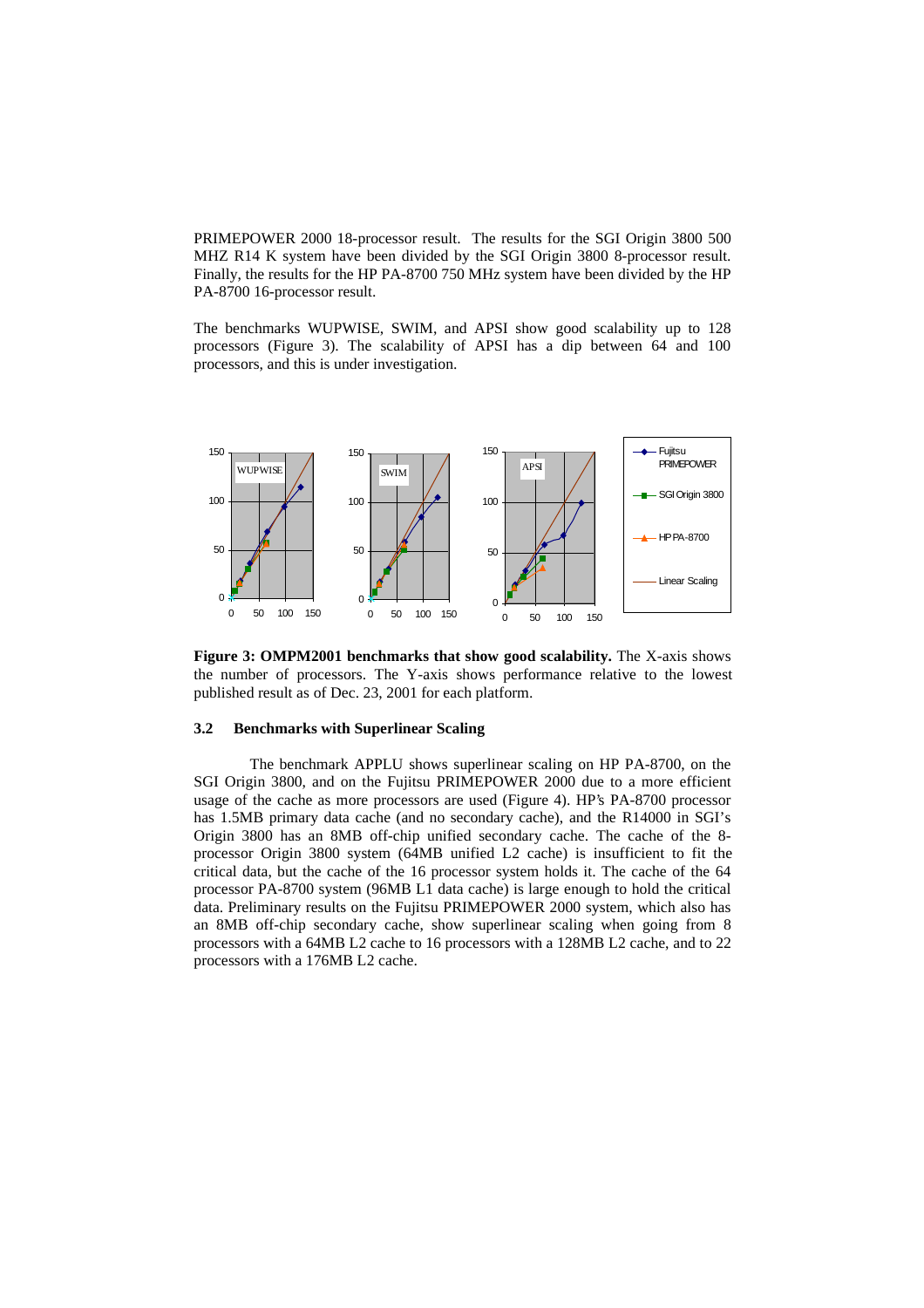PRIMEPOWER 2000 18-processor result. The results for the SGI Origin 3800 500 MHZ R14 K system have been divided by the SGI Origin 3800 8-processor result. Finally, the results for the HP PA-8700 750 MHz system have been divided by the HP PA-8700 16-processor result.

The benchmarks WUPWISE, SWIM, and APSI show good scalability up to 128 processors (Figure 3). The scalability of APSI has a dip between 64 and 100 processors, and this is under investigation.

**Figure 3: OMPM2001 benchmarks that show good scalability.** The X-axis shows the number of processors. The Y-axis shows performance relative to the lowest published result as of Dec. 23, 2001 for each platform.

### 3.2 Benchmarks with Superlinear Scaling

The benchmark APPLU shows superlinear scaling on HP PA-8700, on the SGI Origin 3800, and on the Fujitsu PRIMEPOWER 2000 due to a more efficient usage of the cache as more processors are used (Figure 4). HP's PA-8700 processor has 1.5MB primary data cache (and no secondary cache), and the R14000 in SGI's Origin 3800 has an 8MB off-chip unified secondary cache. The cache of the 8-processor Origin 3800 system (64MB unified L2 cache) is insufficient to fit the critical data, but the cache of the 16 processor system holds it. The cache of the 64 processor PA-8700 system (96MB L1 data cache) is large enough to hold the critical data. Preliminary results on the Fujitsu PRIMEPOWER 2000 system, which also has an 8MB off-chip secondary cache, show superlinear scaling when going from 8 processors with a 64MB L2 cache to 16 processors with a 128MB L2 cache, and to 22 processors with a 176MB L2 cache.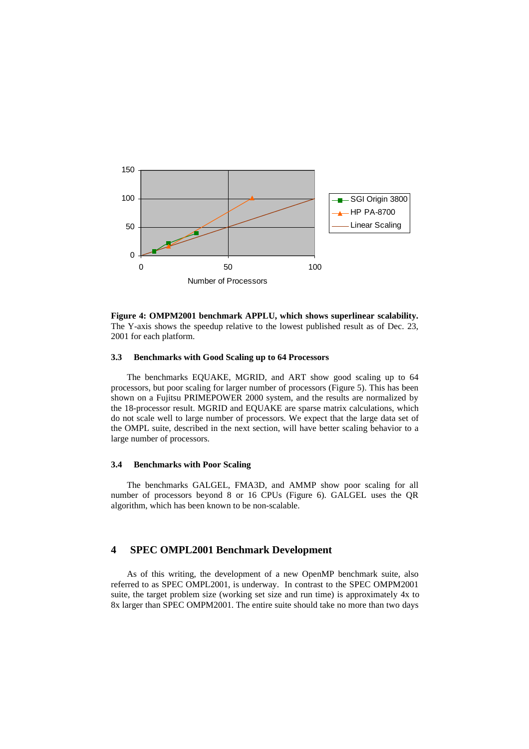**Figure 4: OMPM2001 benchmark APPLU, which shows superlinear scalability.** The Y-axis shows the speedup relative to the lowest published result as of Dec. 23, 2001 for each platform.

### 3.3 Benchmarks with Good Scaling up to 64 Processors

The benchmarks EQUAKE, MGRID, and ART show good scaling up to 64 processors, but poor scaling for larger number of processors (Figure 5). This has been shown on a Fujitsu PRIMEPOWER 2000 system, and the results are normalized by the 18-processor result. MGRID and EQUAKE are sparse matrix calculations, which do not scale well to large number of processors. We expect that the large data set of the OMPL suite, described in the next section, will have better scaling behavior to a large number of processors.

### 3.4 Benchmarks with Poor Scaling

The benchmarks GALGEL, FMA3D, and AMMP show poor scaling for all number of processors beyond 8 or 16 CPUs (Figure 6). GALGEL uses the QR algorithm, which has been known to be non-scalable.

## 4 SPEC OMPL2001 Benchmark Development

As of this writing, the development of a new OpenMP benchmark suite, also referred to as SPEC OMPL2001, is underway. In contrast to the SPEC OMPM2001 suite, the target problem size (working set size and run time) is approximately 4x to 8x larger than SPEC OMPM2001. The entire suite should take no more than two days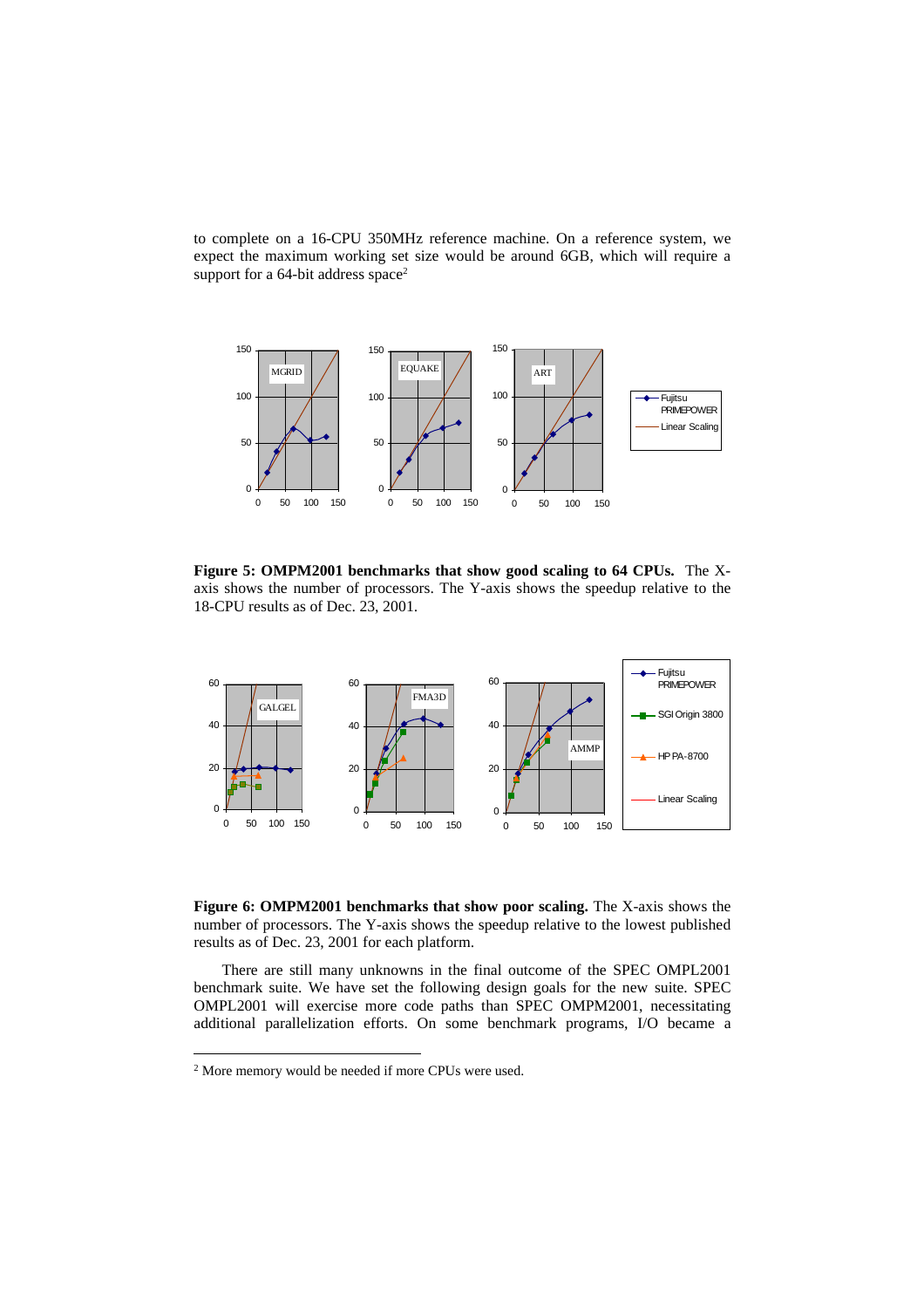to complete on a 16-CPU 350MHz reference machine. On a reference system, we expect the maximum working set size would be around 6GB, which will require a support for a 64-bit address space[2]

**Figure 5: OMPM2001 benchmarks that show good scaling to 64 CPUs.** The X-axis shows the number of processors. The Y-axis shows the speedup relative to the 18-CPU results as of Dec. 23, 2001.

**Figure 6: OMPM2001 benchmarks that show poor scaling.** The X-axis shows the number of processors. The Y-axis shows the speedup relative to the lowest published results as of Dec. 23, 2001 for each platform.

There are still many unknowns in the final outcome of the SPEC OMPL2001 benchmark suite. We have set the following design goals for the new suite. SPEC OMPL2001 will exercise more code paths than SPEC OMPM2001, necessitating additional parallelization efforts. On some benchmark programs, I/O became a

---

[2] More memory would be needed if more CPUs were used.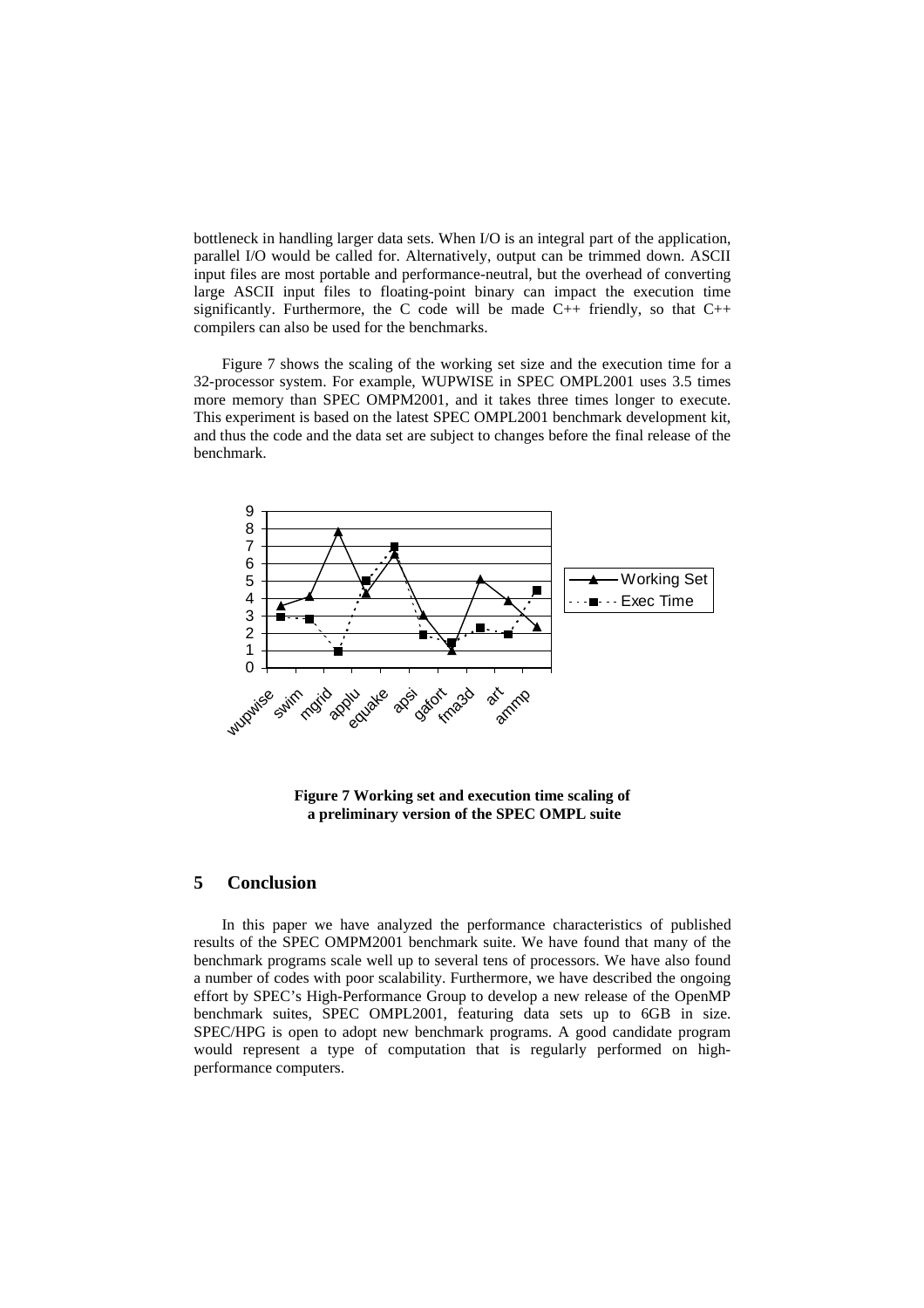bottleneck in handling larger data sets. When I/O is an integral part of the application, parallel I/O would be called for. Alternatively, output can be trimmed down. ASCII input files are most portable and performance-neutral, but the overhead of converting large ASCII input files to floating-point binary can impact the execution time significantly. Furthermore, the C code will be made C++ friendly, so that C++ compilers can also be used for the benchmarks.

Figure 7 shows the scaling of the working set size and the execution time for a 32-processor system. For example, WUPWISE in SPEC OMPL2001 uses 3.5 times more memory than SPEC OMPM2001, and it takes three times longer to execute. This experiment is based on the latest SPEC OMPL2001 benchmark development kit, and thus the code and the data set are subject to changes before the final release of the benchmark.

**Figure 7 Working set and execution time scaling of a preliminary version of the SPEC OMPL suite**

## 5 Conclusion

In this paper we have analyzed the performance characteristics of published results of the SPEC OMPM2001 benchmark suite. We have found that many of the benchmark programs scale well up to several tens of processors. We have also found a number of codes with poor scalability. Furthermore, we have described the ongoing effort by SPEC's High-Performance Group to develop a new release of the OpenMP benchmark suites, SPEC OMPL2001, featuring data sets up to 6GB in size. SPEC/HPG is open to adopt new benchmark programs. A good candidate program would represent a type of computation that is regularly performed on high-performance computers.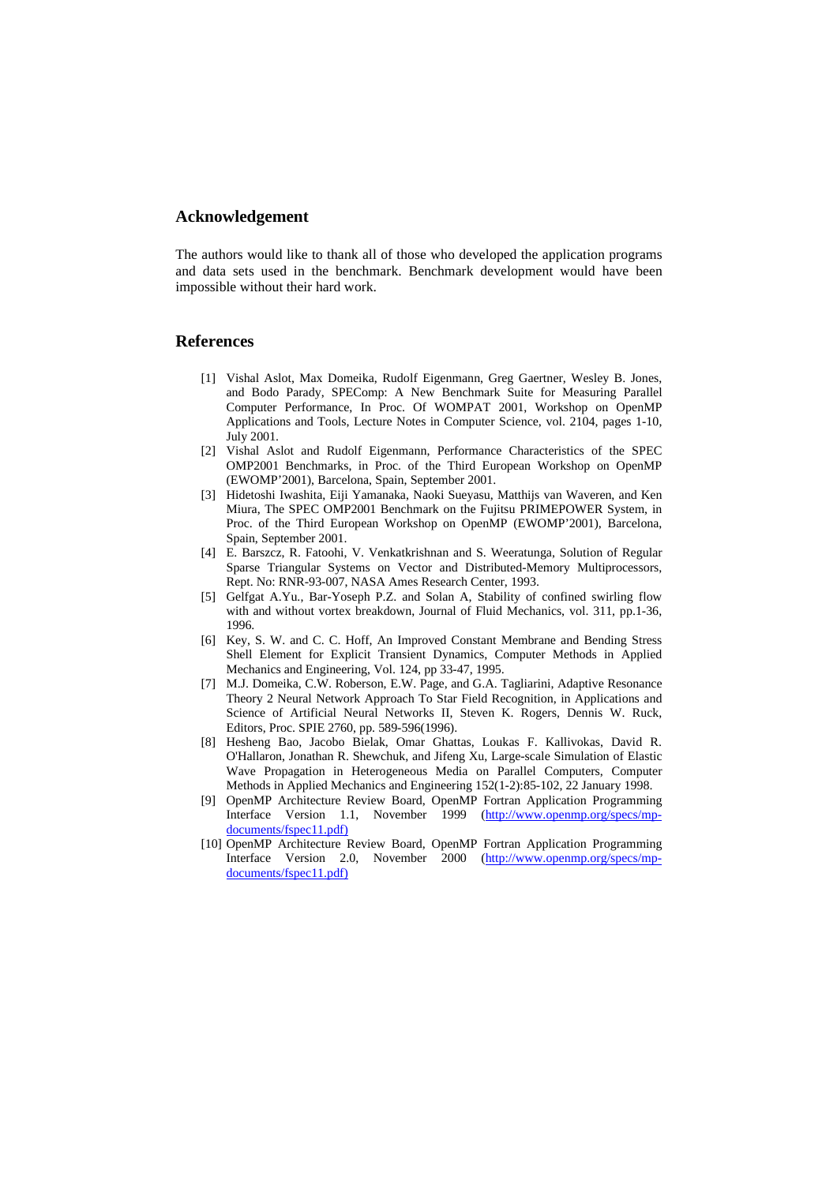## Acknowledgement

The authors would like to thank all of those who developed the application programs and data sets used in the benchmark. Benchmark development would have been impossible without their hard work.

## References

[1] Vishal Aslot, Max Domeika, Rudolf Eigenmann, Greg Gaertner, Wesley B. Jones, and Bodo Parady, SPEComp: A New Benchmark Suite for Measuring Parallel Computer Performance, In Proc. Of WOMPAT 2001, Workshop on OpenMP Applications and Tools, Lecture Notes in Computer Science, vol. 2104, pages 1-10, July 2001.

[2] Vishal Aslot and Rudolf Eigenmann, Performance Characteristics of the SPEC OMP2001 Benchmarks, in Proc. of the Third European Workshop on OpenMP (EWOMP'2001), Barcelona, Spain, September 2001.

[3] Hidetoshi Iwashita, Eiji Yamanaka, Naoki Sueyasu, Matthijs van Waveren, and Ken Miura, The SPEC OMP2001 Benchmark on the Fujitsu PRIMEPOWER System, in Proc. of the Third European Workshop on OpenMP (EWOMP'2001), Barcelona, Spain, September 2001.

[4] E. Barszcz, R. Fatoohi, V. Venkatkrishnan and S. Weeratunga, Solution of Regular Sparse Triangular Systems on Vector and Distributed-Memory Multiprocessors, Rept. No: RNR-93-007, NASA Ames Research Center, 1993.

[5] Gelfgat A.Yu., Bar-Yoseph P.Z. and Solan A, Stability of confined swirling flow with and without vortex breakdown, Journal of Fluid Mechanics, vol. 311, pp.1-36, 1996.

[6] Key, S. W. and C. C. Hoff, An Improved Constant Membrane and Bending Stress Shell Element for Explicit Transient Dynamics, Computer Methods in Applied Mechanics and Engineering, Vol. 124, pp 33-47, 1995.

[7] M.J. Domeika, C.W. Roberson, E.W. Page, and G.A. Tagliarini, Adaptive Resonance Theory 2 Neural Network Approach To Star Field Recognition, in Applications and Science of Artificial Neural Networks II, Steven K. Rogers, Dennis W. Ruck, Editors, Proc. SPIE 2760, pp. 589-596(1996).

[8] Hesheng Bao, Jacobo Bielak, Omar Ghattas, Loukas F. Kallivokas, David R. O'Hallaron, Jonathan R. Shewchuk, and Jifeng Xu, Large-scale Simulation of Elastic Wave Propagation in Heterogeneous Media on Parallel Computers, Computer Methods in Applied Mechanics and Engineering 152(1-2):85-102, 22 January 1998.

[9] OpenMP Architecture Review Board, OpenMP Fortran Application Programming Interface Version 1.1, November 1999 (http://www.openmp.org/specs/mp-documents/fspec11.pdf)

[10] OpenMP Architecture Review Board, OpenMP Fortran Application Programming Interface Version 2.0, November 2000 (http://www.openmp.org/specs/mp-documents/fspec11.pdf)